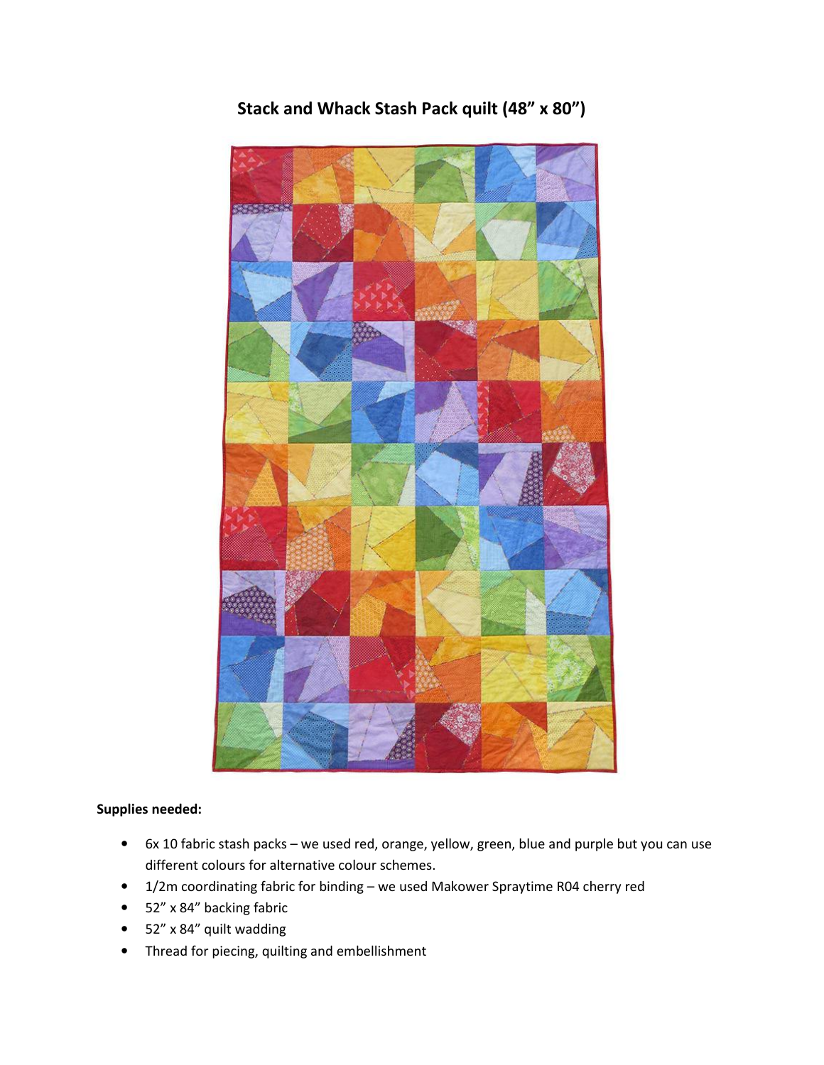# Stack and Whack Stash Pack quilt (48" x 80")

**Supplies needed:**

- 6x 10 fabric stash packs – we used red, orange, yellow, green, blue and purple but you can use different colours for alternative colour schemes.
- 1/2m coordinating fabric for binding – we used Makower Spraytime R04 cherry red
- 52" x 84" backing fabric
- 52" x 84" quilt wadding
- Thread for piecing, quilting and embellishment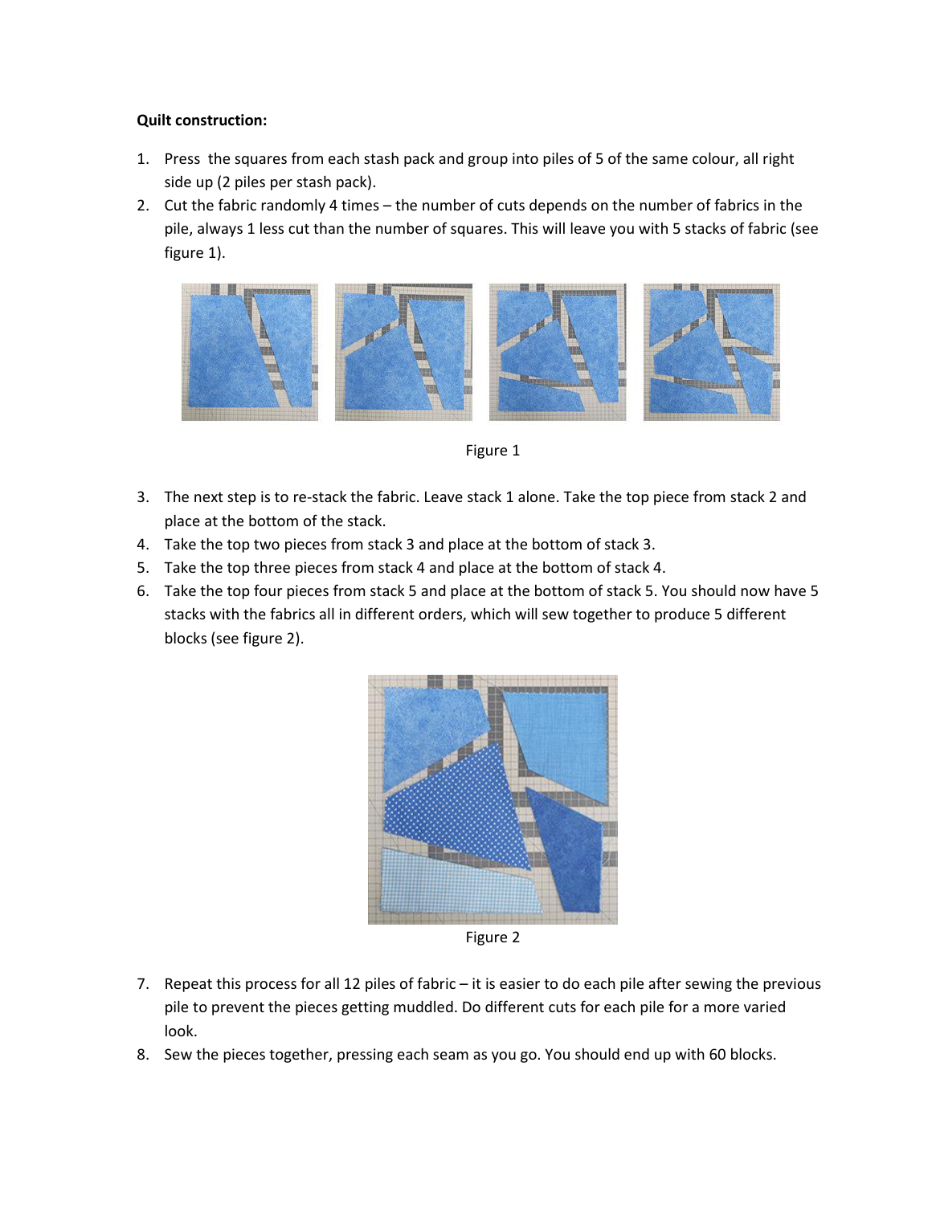**Quilt construction:**

1. Press the squares from each stash pack and group into piles of 5 of the same colour, all right side up (2 piles per stash pack).
2. Cut the fabric randomly 4 times – the number of cuts depends on the number of fabrics in the pile, always 1 less cut than the number of squares. This will leave you with 5 stacks of fabric (see figure 1).

Figure 1

3. The next step is to re-stack the fabric. Leave stack 1 alone. Take the top piece from stack 2 and place at the bottom of the stack.
4. Take the top two pieces from stack 3 and place at the bottom of stack 3.
5. Take the top three pieces from stack 4 and place at the bottom of stack 4.
6. Take the top four pieces from stack 5 and place at the bottom of stack 5. You should now have 5 stacks with the fabrics all in different orders, which will sew together to produce 5 different blocks (see figure 2).

Figure 2

7. Repeat this process for all 12 piles of fabric – it is easier to do each pile after sewing the previous pile to prevent the pieces getting muddled. Do different cuts for each pile for a more varied look.
8. Sew the pieces together, pressing each seam as you go. You should end up with 60 blocks.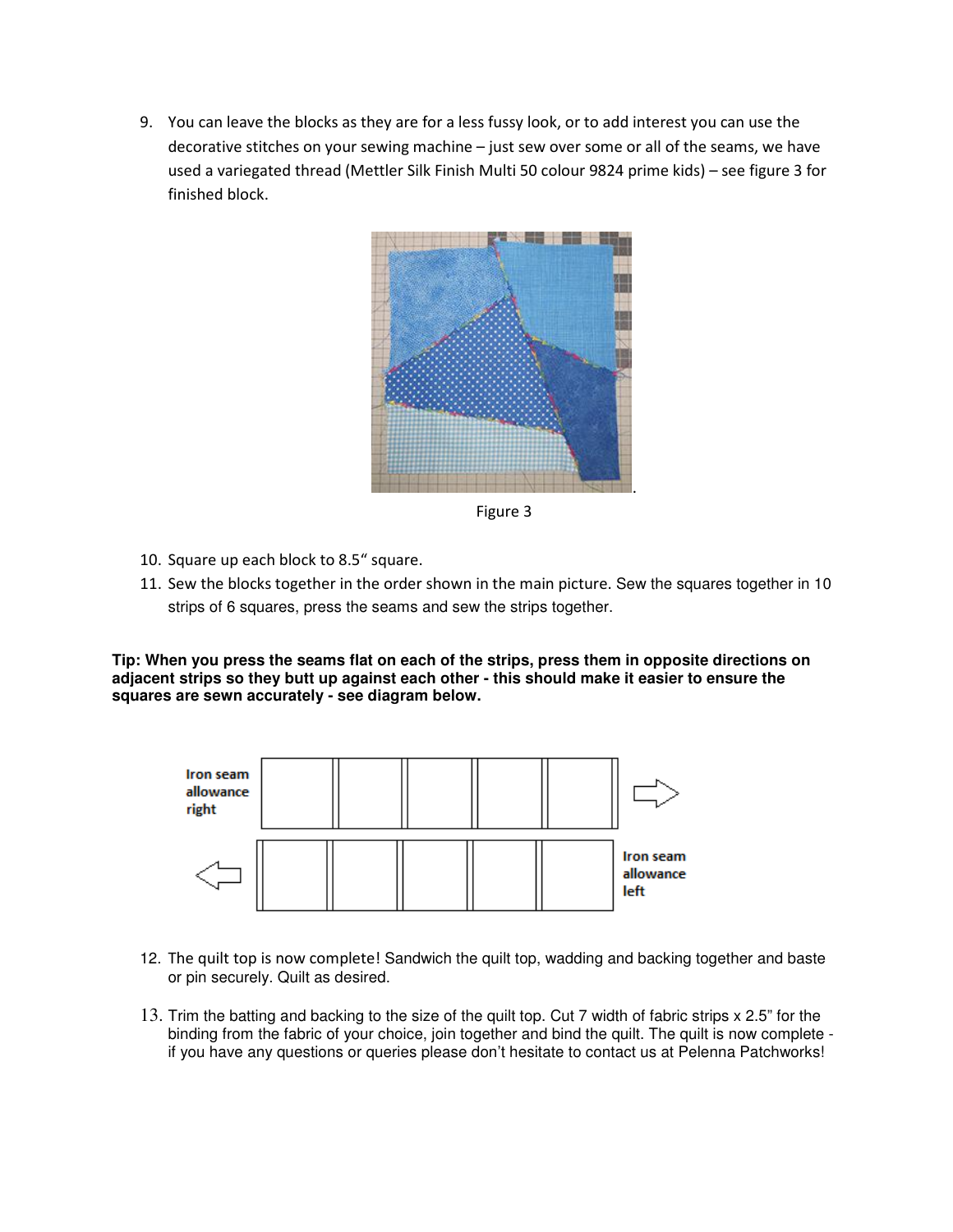9. You can leave the blocks as they are for a less fussy look, or to add interest you can use the decorative stitches on your sewing machine – just sew over some or all of the seams, we have used a variegated thread (Mettler Silk Finish Multi 50 colour 9824 prime kids) – see figure 3 for finished block.

Figure 3

10. Square up each block to 8.5" square.
11. Sew the blocks together in the order shown in the main picture. Sew the squares together in 10 strips of 6 squares, press the seams and sew the strips together.

**Tip: When you press the seams flat on each of the strips, press them in opposite directions on adjacent strips so they butt up against each other - this should make it easier to ensure the squares are sewn accurately - see diagram below.**

Iron seam allowance right

Iron seam allowance left

12. The quilt top is now complete! Sandwich the quilt top, wadding and backing together and baste or pin securely. Quilt as desired.
13. Trim the batting and backing to the size of the quilt top. Cut 7 width of fabric strips x 2.5" for the binding from the fabric of your choice, join together and bind the quilt. The quilt is now complete - if you have any questions or queries please don't hesitate to contact us at Pelenna Patchworks!